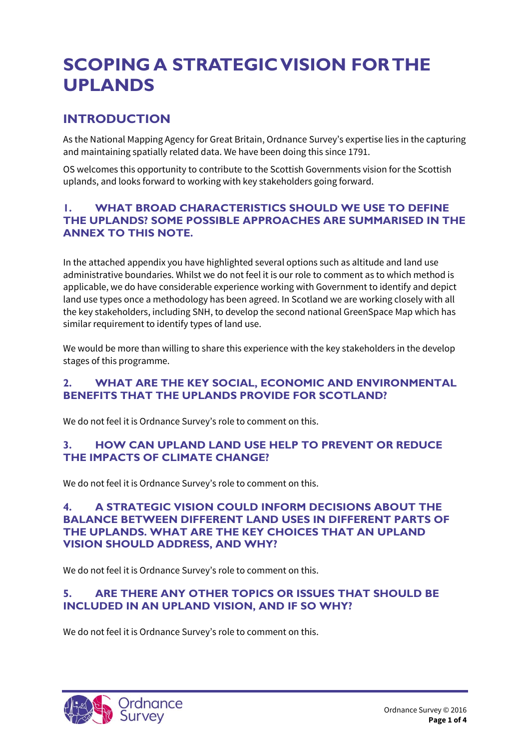# SCOPING A STRATEGIC VISION FOR THE UPLANDS

## INTRODUCTION

As the National Mapping Agency for Great Britain, Ordnance Survey's expertise lies in the capturing and maintaining spatially related data. We have been doing this since 1791.

OS welcomes this opportunity to contribute to the Scottish Governments vision for the Scottish uplands, and looks forward to working with key stakeholders going forward.

### 1. WHAT BROAD CHARACTERISTICS SHOULD WE USE TO DEFINE THE UPLANDS? SOME POSSIBLE APPROACHES ARE SUMMARISED IN THE ANNEX TO THIS NOTE.

In the attached appendix you have highlighted several options such as altitude and land use administrative boundaries. Whilst we do not feel it is our role to comment as to which method is applicable, we do have considerable experience working with Government to identify and depict land use types once a methodology has been agreed. In Scotland we are working closely with all the key stakeholders, including SNH, to develop the second national GreenSpace Map which has similar requirement to identify types of land use.

We would be more than willing to share this experience with the key stakeholders in the develop stages of this programme.

### 2. WHAT ARE THE KEY SOCIAL, ECONOMIC AND ENVIRONMENTAL BENEFITS THAT THE UPLANDS PROVIDE FOR SCOTLAND?

We do not feel it is Ordnance Survey's role to comment on this.

### 3. HOW CAN UPLAND LAND USE HELP TO PREVENT OR REDUCE THE IMPACTS OF CLIMATE CHANGE?

We do not feel it is Ordnance Survey's role to comment on this.

### 4. A STRATEGIC VISION COULD INFORM DECISIONS ABOUT THE BALANCE BETWEEN DIFFERENT LAND USES IN DIFFERENT PARTS OF THE UPLANDS. WHAT ARE THE KEY CHOICES THAT AN UPLAND VISION SHOULD ADDRESS, AND WHY?

We do not feel it is Ordnance Survey's role to comment on this.

### 5. ARE THERE ANY OTHER TOPICS OR ISSUES THAT SHOULD BE INCLUDED IN AN UPLAND VISION, AND IF SO WHY?

We do not feel it is Ordnance Survey's role to comment on this.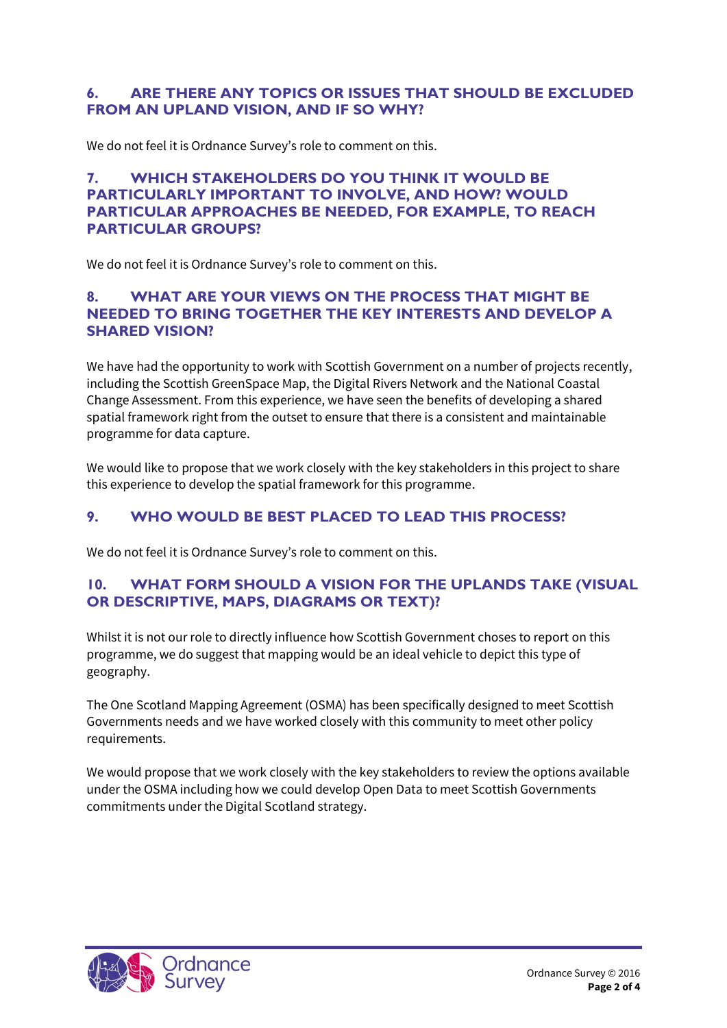## 6. ARE THERE ANY TOPICS OR ISSUES THAT SHOULD BE EXCLUDED FROM AN UPLAND VISION, AND IF SO WHY?

We do not feel it is Ordnance Survey's role to comment on this.

## 7. WHICH STAKEHOLDERS DO YOU THINK IT WOULD BE PARTICULARLY IMPORTANT TO INVOLVE, AND HOW? WOULD PARTICULAR APPROACHES BE NEEDED, FOR EXAMPLE, TO REACH PARTICULAR GROUPS?

We do not feel it is Ordnance Survey's role to comment on this.

## 8. WHAT ARE YOUR VIEWS ON THE PROCESS THAT MIGHT BE NEEDED TO BRING TOGETHER THE KEY INTERESTS AND DEVELOP A SHARED VISION?

We have had the opportunity to work with Scottish Government on a number of projects recently, including the Scottish GreenSpace Map, the Digital Rivers Network and the National Coastal Change Assessment. From this experience, we have seen the benefits of developing a shared spatial framework right from the outset to ensure that there is a consistent and maintainable programme for data capture.

We would like to propose that we work closely with the key stakeholders in this project to share this experience to develop the spatial framework for this programme.

## 9. WHO WOULD BE BEST PLACED TO LEAD THIS PROCESS?

We do not feel it is Ordnance Survey's role to comment on this.

## 10. WHAT FORM SHOULD A VISION FOR THE UPLANDS TAKE (VISUAL OR DESCRIPTIVE, MAPS, DIAGRAMS OR TEXT)?

Whilst it is not our role to directly influence how Scottish Government choses to report on this programme, we do suggest that mapping would be an ideal vehicle to depict this type of geography.

The One Scotland Mapping Agreement (OSMA) has been specifically designed to meet Scottish Governments needs and we have worked closely with this community to meet other policy requirements.

We would propose that we work closely with the key stakeholders to review the options available under the OSMA including how we could develop Open Data to meet Scottish Governments commitments under the Digital Scotland strategy.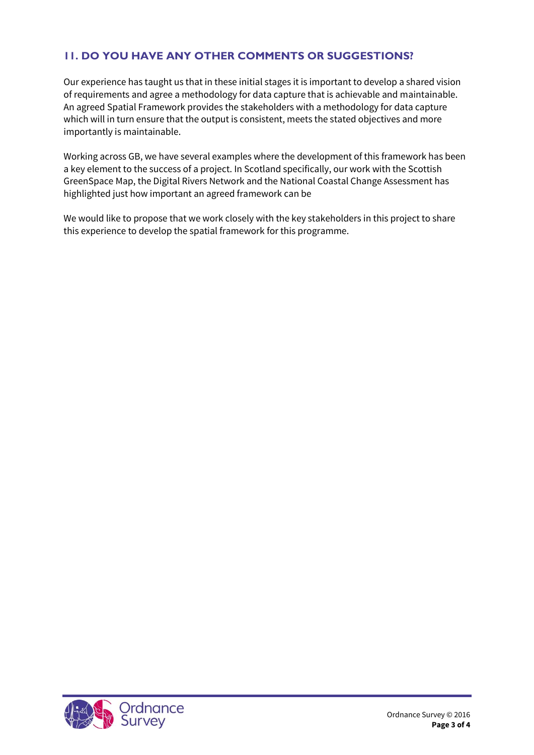## 11. DO YOU HAVE ANY OTHER COMMENTS OR SUGGESTIONS?

Our experience has taught us that in these initial stages it is important to develop a shared vision of requirements and agree a methodology for data capture that is achievable and maintainable. An agreed Spatial Framework provides the stakeholders with a methodology for data capture which will in turn ensure that the output is consistent, meets the stated objectives and more importantly is maintainable.

Working across GB, we have several examples where the development of this framework has been a key element to the success of a project. In Scotland specifically, our work with the Scottish GreenSpace Map, the Digital Rivers Network and the National Coastal Change Assessment has highlighted just how important an agreed framework can be

We would like to propose that we work closely with the key stakeholders in this project to share this experience to develop the spatial framework for this programme.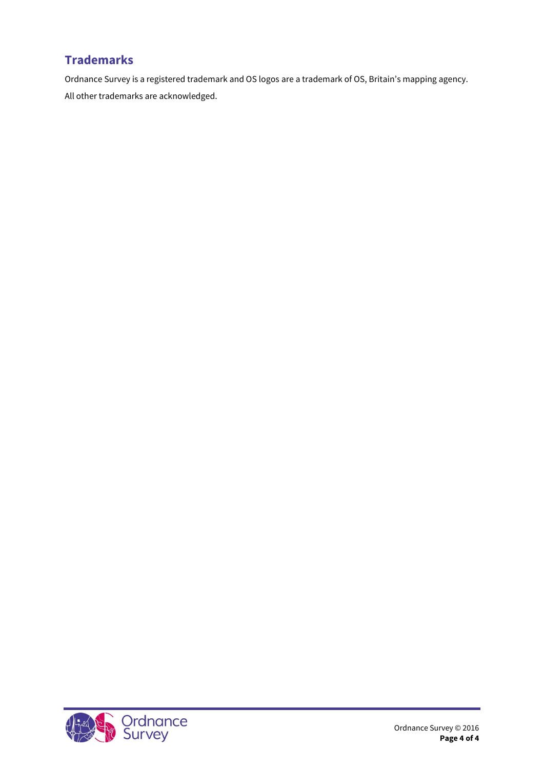## Trademarks

Ordnance Survey is a registered trademark and OS logos are a trademark of OS, Britain's mapping agency.

All other trademarks are acknowledged.